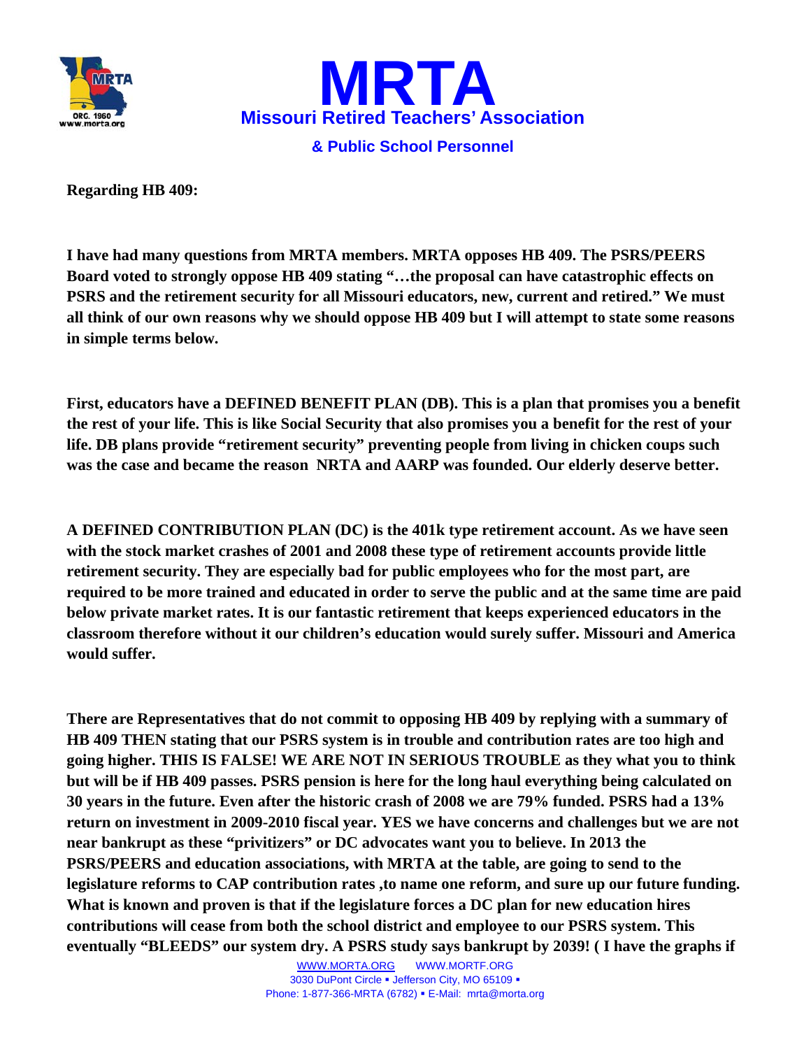# MRTA

## Missouri Retired Teachers' Association

### & Public School Personnel

**Regarding HB 409:**

**I have had many questions from MRTA members. MRTA opposes HB 409. The PSRS/PEERS Board voted to strongly oppose HB 409 stating "…the proposal can have catastrophic effects on PSRS and the retirement security for all Missouri educators, new, current and retired." We must all think of our own reasons why we should oppose HB 409 but I will attempt to state some reasons in simple terms below.**

**First, educators have a DEFINED BENEFIT PLAN (DB). This is a plan that promises you a benefit the rest of your life. This is like Social Security that also promises you a benefit for the rest of your life. DB plans provide "retirement security" preventing people from living in chicken coups such was the case and became the reason NRTA and AARP was founded. Our elderly deserve better.**

**A DEFINED CONTRIBUTION PLAN (DC) is the 401k type retirement account. As we have seen with the stock market crashes of 2001 and 2008 these type of retirement accounts provide little retirement security. They are especially bad for public employees who for the most part, are required to be more trained and educated in order to serve the public and at the same time are paid below private market rates. It is our fantastic retirement that keeps experienced educators in the classroom therefore without it our children's education would surely suffer. Missouri and America would suffer.**

**There are Representatives that do not commit to opposing HB 409 by replying with a summary of HB 409 THEN stating that our PSRS system is in trouble and contribution rates are too high and going higher. THIS IS FALSE! WE ARE NOT IN SERIOUS TROUBLE as they what you to think but will be if HB 409 passes. PSRS pension is here for the long haul everything being calculated on 30 years in the future. Even after the historic crash of 2008 we are 79% funded. PSRS had a 13% return on investment in 2009-2010 fiscal year. YES we have concerns and challenges but we are not near bankrupt as these "privitizers" or DC advocates want you to believe. In 2013 the PSRS/PEERS and education associations, with MRTA at the table, are going to send to the legislature reforms to CAP contribution rates ,to name one reform, and sure up our future funding. What is known and proven is that if the legislature forces a DC plan for new education hires contributions will cease from both the school district and employee to our PSRS system. This eventually "BLEEDS" our system dry. A PSRS study says bankrupt by 2039! ( I have the graphs if**

WWW.MORTA.ORG WWW.MORTF.ORG
3030 DuPont Circle ▪ Jefferson City, MO 65109 ▪
Phone: 1-877-366-MRTA (6782) ▪ E-Mail: mrta@morta.org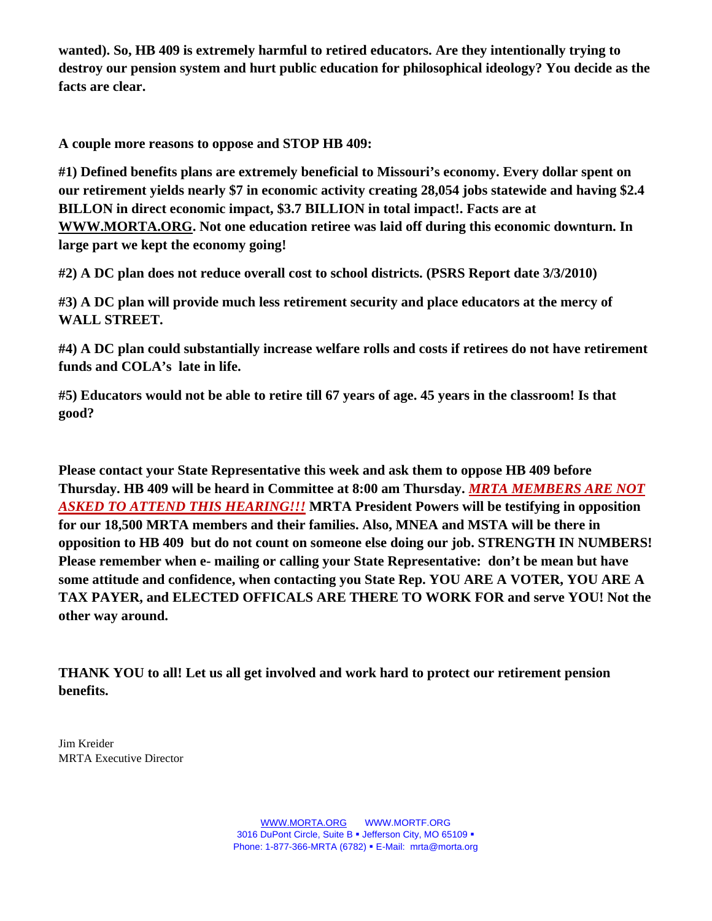**wanted). So, HB 409 is extremely harmful to retired educators. Are they intentionally trying to destroy our pension system and hurt public education for philosophical ideology? You decide as the facts are clear.**

**A couple more reasons to oppose and STOP HB 409:**

**#1) Defined benefits plans are extremely beneficial to Missouri's economy. Every dollar spent on our retirement yields nearly $7 in economic activity creating 28,054 jobs statewide and having $2.4 BILLON in direct economic impact, $3.7 BILLION in total impact!. Facts are at <u>WWW.MORTA.ORG</u>. Not one education retiree was laid off during this economic downturn. In large part we kept the economy going!**

**#2) A DC plan does not reduce overall cost to school districts. (PSRS Report date 3/3/2010)**

**#3) A DC plan will provide much less retirement security and place educators at the mercy of WALL STREET.**

**#4) A DC plan could substantially increase welfare rolls and costs if retirees do not have retirement funds and COLA's late in life.**

**#5) Educators would not be able to retire till 67 years of age. 45 years in the classroom! Is that good?**

**Please contact your State Representative this week and ask them to oppose HB 409 before Thursday. HB 409 will be heard in Committee at 8:00 am Thursday. *<u>MRTA MEMBERS ARE NOT ASKED TO ATTEND THIS HEARING!!!</u>* MRTA President Powers will be testifying in opposition for our 18,500 MRTA members and their families. Also, MNEA and MSTA will be there in opposition to HB 409 but do not count on someone else doing our job. STRENGTH IN NUMBERS! Please remember when e- mailing or calling your State Representative: don't be mean but have some attitude and confidence, when contacting you State Rep. YOU ARE A VOTER, YOU ARE A TAX PAYER, and ELECTED OFFICALS ARE THERE TO WORK FOR and serve YOU! Not the other way around.**

**THANK YOU to all! Let us all get involved and work hard to protect our retirement pension benefits.**

Jim Kreider
MRTA Executive Director

WWW.MORTA.ORG WWW.MORTF.ORG
3016 DuPont Circle, Suite B ▪ Jefferson City, MO 65109 ▪
Phone: 1-877-366-MRTA (6782) ▪ E-Mail: mrta@morta.org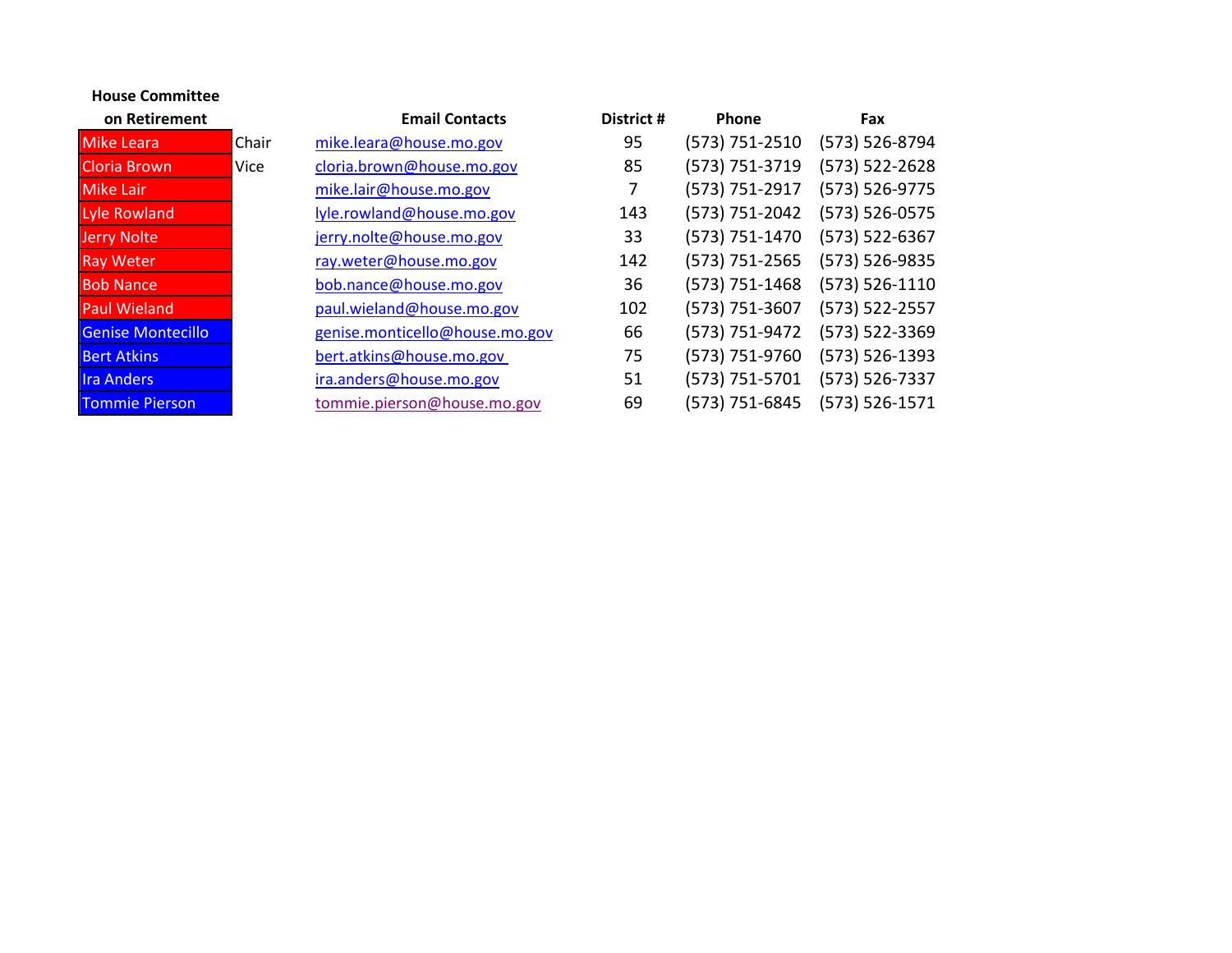| House Committee on Retirement | | Email Contacts | District # | Phone | Fax |
|---|---|---|---|---|---|
| Mike Leara | Chair | mike.leara@house.mo.gov | 95 | (573) 751-2510 | (573) 526-8794 |
| Cloria Brown | Vice | cloria.brown@house.mo.gov | 85 | (573) 751-3719 | (573) 522-2628 |
| Mike Lair | | mike.lair@house.mo.gov | 7 | (573) 751-2917 | (573) 526-9775 |
| Lyle Rowland | | lyle.rowland@house.mo.gov | 143 | (573) 751-2042 | (573) 526-0575 |
| Jerry Nolte | | jerry.nolte@house.mo.gov | 33 | (573) 751-1470 | (573) 522-6367 |
| Ray Weter | | ray.weter@house.mo.gov | 142 | (573) 751-2565 | (573) 526-9835 |
| Bob Nance | | bob.nance@house.mo.gov | 36 | (573) 751-1468 | (573) 526-1110 |
| Paul Wieland | | paul.wieland@house.mo.gov | 102 | (573) 751-3607 | (573) 522-2557 |
| Genise Montecillo | | genise.monticello@house.mo.gov | 66 | (573) 751-9472 | (573) 522-3369 |
| Bert Atkins | | bert.atkins@house.mo.gov | 75 | (573) 751-9760 | (573) 526-1393 |
| Ira Anders | | ira.anders@house.mo.gov | 51 | (573) 751-5701 | (573) 526-7337 |
| Tommie Pierson | | tommie.pierson@house.mo.gov | 69 | (573) 751-6845 | (573) 526-1571 |